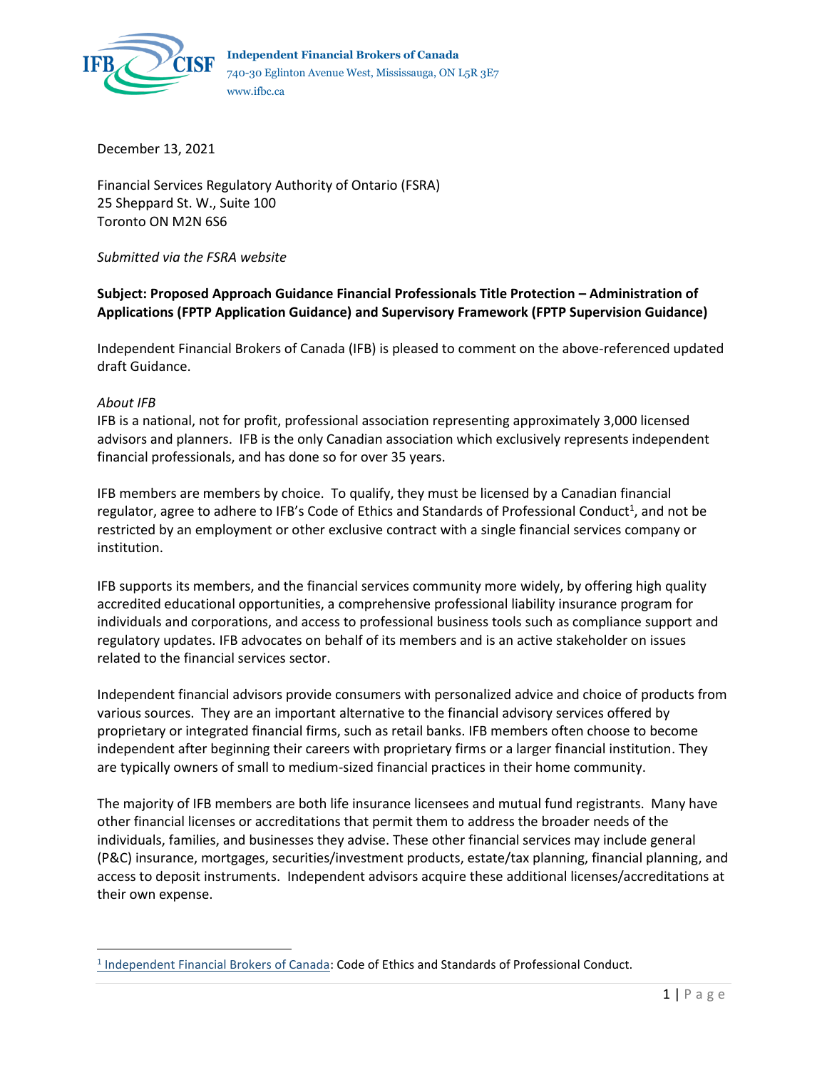**Independent Financial Brokers of Canada**
740-30 Eglinton Avenue West, Mississauga, ON L5R 3E7
www.ifbc.ca

December 13, 2021

Financial Services Regulatory Authority of Ontario (FSRA)
25 Sheppard St. W., Suite 100
Toronto ON M2N 6S6

*Submitted via the FSRA website*

**Subject: Proposed Approach Guidance Financial Professionals Title Protection – Administration of Applications (FPTP Application Guidance) and Supervisory Framework (FPTP Supervision Guidance)**

Independent Financial Brokers of Canada (IFB) is pleased to comment on the above-referenced updated draft Guidance.

*About IFB*

IFB is a national, not for profit, professional association representing approximately 3,000 licensed advisors and planners. IFB is the only Canadian association which exclusively represents independent financial professionals, and has done so for over 35 years.

IFB members are members by choice. To qualify, they must be licensed by a Canadian financial regulator, agree to adhere to IFB's Code of Ethics and Standards of Professional Conduct[1], and not be restricted by an employment or other exclusive contract with a single financial services company or institution.

IFB supports its members, and the financial services community more widely, by offering high quality accredited educational opportunities, a comprehensive professional liability insurance program for individuals and corporations, and access to professional business tools such as compliance support and regulatory updates. IFB advocates on behalf of its members and is an active stakeholder on issues related to the financial services sector.

Independent financial advisors provide consumers with personalized advice and choice of products from various sources. They are an important alternative to the financial advisory services offered by proprietary or integrated financial firms, such as retail banks. IFB members often choose to become independent after beginning their careers with proprietary firms or a larger financial institution. They are typically owners of small to medium-sized financial practices in their home community.

The majority of IFB members are both life insurance licensees and mutual fund registrants. Many have other financial licenses or accreditations that permit them to address the broader needs of the individuals, families, and businesses they advise. These other financial services may include general (P&C) insurance, mortgages, securities/investment products, estate/tax planning, financial planning, and access to deposit instruments. Independent advisors acquire these additional licenses/accreditations at their own expense.

---

[1] Independent Financial Brokers of Canada: Code of Ethics and Standards of Professional Conduct.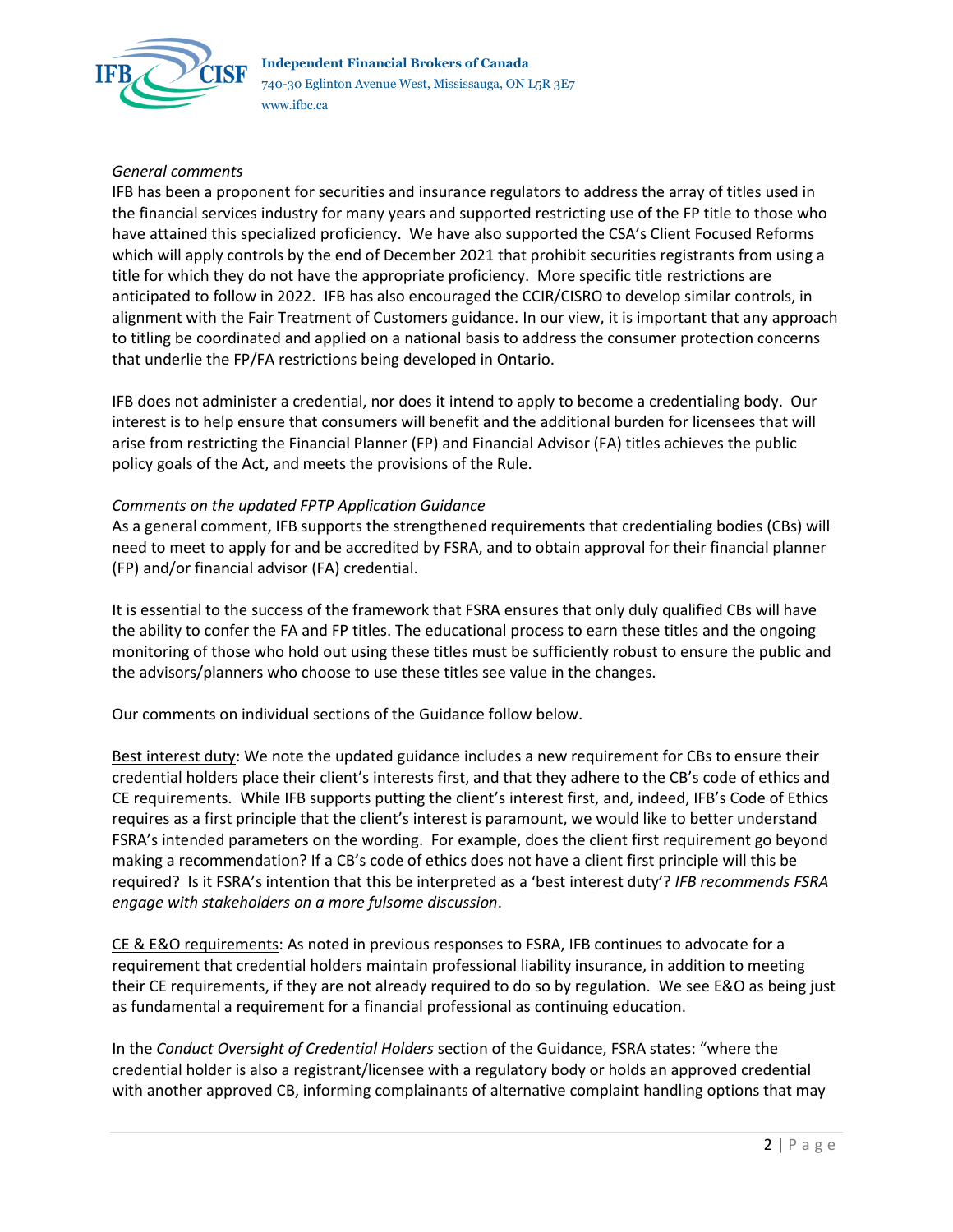*General comments*

IFB has been a proponent for securities and insurance regulators to address the array of titles used in the financial services industry for many years and supported restricting use of the FP title to those who have attained this specialized proficiency. We have also supported the CSA's Client Focused Reforms which will apply controls by the end of December 2021 that prohibit securities registrants from using a title for which they do not have the appropriate proficiency. More specific title restrictions are anticipated to follow in 2022. IFB has also encouraged the CCIR/CISRO to develop similar controls, in alignment with the Fair Treatment of Customers guidance. In our view, it is important that any approach to titling be coordinated and applied on a national basis to address the consumer protection concerns that underlie the FP/FA restrictions being developed in Ontario.

IFB does not administer a credential, nor does it intend to apply to become a credentialing body. Our interest is to help ensure that consumers will benefit and the additional burden for licensees that will arise from restricting the Financial Planner (FP) and Financial Advisor (FA) titles achieves the public policy goals of the Act, and meets the provisions of the Rule.

*Comments on the updated FPTP Application Guidance*

As a general comment, IFB supports the strengthened requirements that credentialing bodies (CBs) will need to meet to apply for and be accredited by FSRA, and to obtain approval for their financial planner (FP) and/or financial advisor (FA) credential.

It is essential to the success of the framework that FSRA ensures that only duly qualified CBs will have the ability to confer the FA and FP titles. The educational process to earn these titles and the ongoing monitoring of those who hold out using these titles must be sufficiently robust to ensure the public and the advisors/planners who choose to use these titles see value in the changes.

Our comments on individual sections of the Guidance follow below.

<u>Best interest duty</u>: We note the updated guidance includes a new requirement for CBs to ensure their credential holders place their client's interests first, and that they adhere to the CB's code of ethics and CE requirements. While IFB supports putting the client's interest first, and, indeed, IFB's Code of Ethics requires as a first principle that the client's interest is paramount, we would like to better understand FSRA's intended parameters on the wording. For example, does the client first requirement go beyond making a recommendation? If a CB's code of ethics does not have a client first principle will this be required? Is it FSRA's intention that this be interpreted as a 'best interest duty'? *IFB recommends FSRA engage with stakeholders on a more fulsome discussion*.

<u>CE & E&O requirements</u>: As noted in previous responses to FSRA, IFB continues to advocate for a requirement that credential holders maintain professional liability insurance, in addition to meeting their CE requirements, if they are not already required to do so by regulation. We see E&O as being just as fundamental a requirement for a financial professional as continuing education.

In the *Conduct Oversight of Credential Holders* section of the Guidance, FSRA states: "where the credential holder is also a registrant/licensee with a regulatory body or holds an approved credential with another approved CB, informing complainants of alternative complaint handling options that may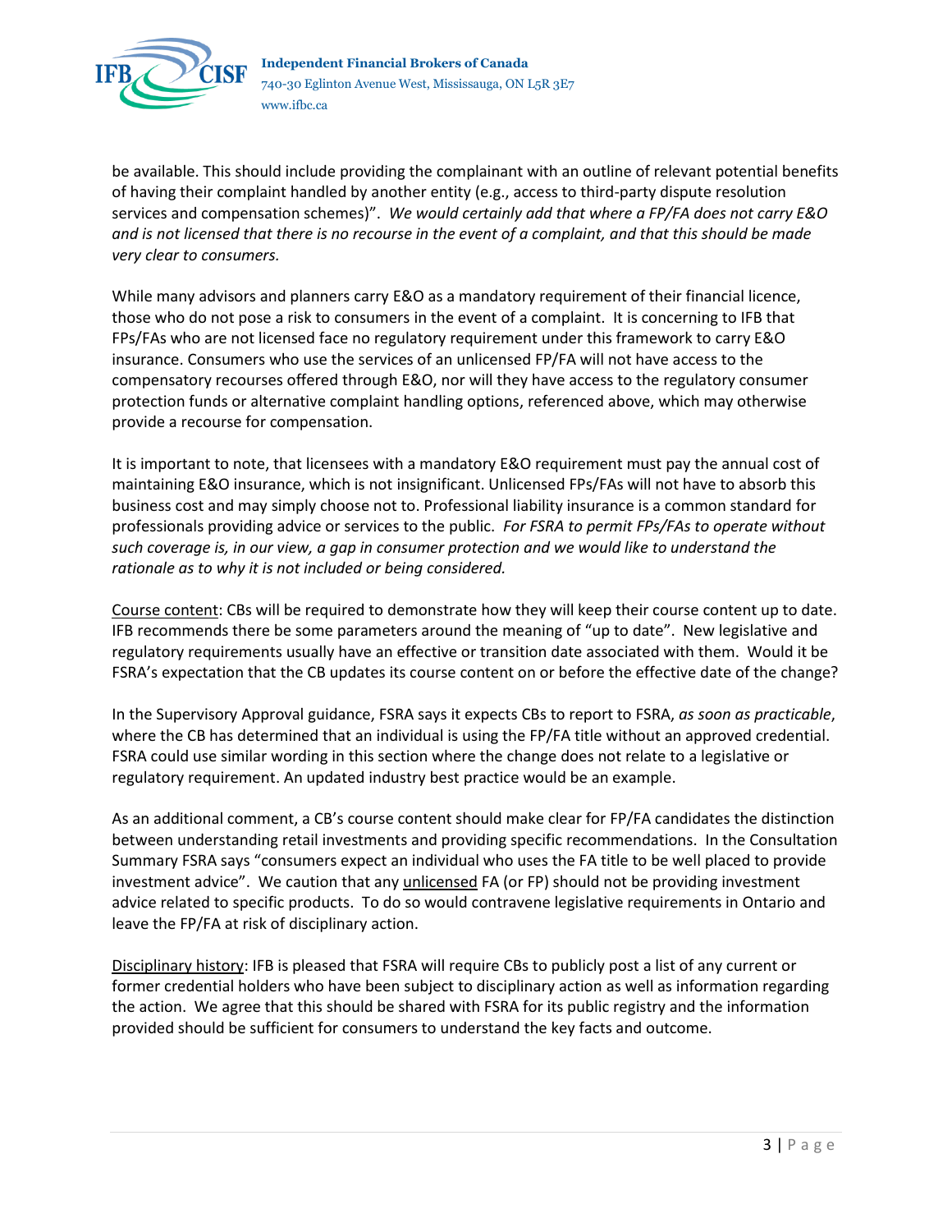be available. This should include providing the complainant with an outline of relevant potential benefits of having their complaint handled by another entity (e.g., access to third-party dispute resolution services and compensation schemes)". *We would certainly add that where a FP/FA does not carry E&O and is not licensed that there is no recourse in the event of a complaint, and that this should be made very clear to consumers.*

While many advisors and planners carry E&O as a mandatory requirement of their financial licence, those who do not pose a risk to consumers in the event of a complaint. It is concerning to IFB that FPs/FAs who are not licensed face no regulatory requirement under this framework to carry E&O insurance. Consumers who use the services of an unlicensed FP/FA will not have access to the compensatory recourses offered through E&O, nor will they have access to the regulatory consumer protection funds or alternative complaint handling options, referenced above, which may otherwise provide a recourse for compensation.

It is important to note, that licensees with a mandatory E&O requirement must pay the annual cost of maintaining E&O insurance, which is not insignificant. Unlicensed FPs/FAs will not have to absorb this business cost and may simply choose not to. Professional liability insurance is a common standard for professionals providing advice or services to the public. *For FSRA to permit FPs/FAs to operate without such coverage is, in our view, a gap in consumer protection and we would like to understand the rationale as to why it is not included or being considered.*

<u>Course content</u>: CBs will be required to demonstrate how they will keep their course content up to date. IFB recommends there be some parameters around the meaning of "up to date". New legislative and regulatory requirements usually have an effective or transition date associated with them. Would it be FSRA's expectation that the CB updates its course content on or before the effective date of the change?

In the Supervisory Approval guidance, FSRA says it expects CBs to report to FSRA, *as soon as practicable*, where the CB has determined that an individual is using the FP/FA title without an approved credential. FSRA could use similar wording in this section where the change does not relate to a legislative or regulatory requirement. An updated industry best practice would be an example.

As an additional comment, a CB's course content should make clear for FP/FA candidates the distinction between understanding retail investments and providing specific recommendations. In the Consultation Summary FSRA says "consumers expect an individual who uses the FA title to be well placed to provide investment advice". We caution that any <u>unlicensed</u> FA (or FP) should not be providing investment advice related to specific products. To do so would contravene legislative requirements in Ontario and leave the FP/FA at risk of disciplinary action.

<u>Disciplinary history</u>: IFB is pleased that FSRA will require CBs to publicly post a list of any current or former credential holders who have been subject to disciplinary action as well as information regarding the action. We agree that this should be shared with FSRA for its public registry and the information provided should be sufficient for consumers to understand the key facts and outcome.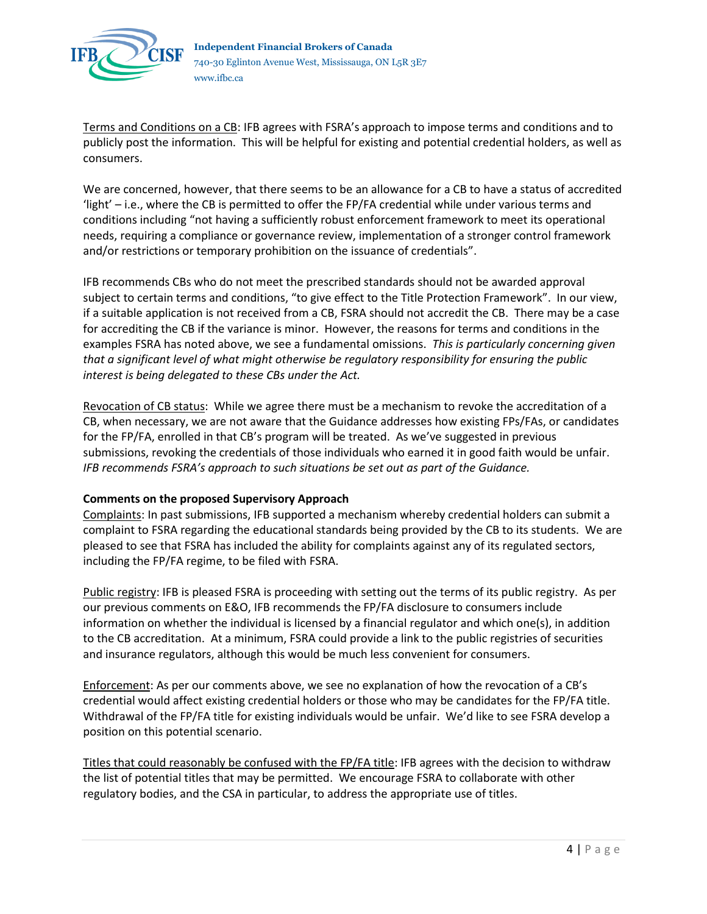Terms and Conditions on a CB: IFB agrees with FSRA's approach to impose terms and conditions and to publicly post the information. This will be helpful for existing and potential credential holders, as well as consumers.

We are concerned, however, that there seems to be an allowance for a CB to have a status of accredited 'light' – i.e., where the CB is permitted to offer the FP/FA credential while under various terms and conditions including "not having a sufficiently robust enforcement framework to meet its operational needs, requiring a compliance or governance review, implementation of a stronger control framework and/or restrictions or temporary prohibition on the issuance of credentials".

IFB recommends CBs who do not meet the prescribed standards should not be awarded approval subject to certain terms and conditions, "to give effect to the Title Protection Framework". In our view, if a suitable application is not received from a CB, FSRA should not accredit the CB. There may be a case for accrediting the CB if the variance is minor. However, the reasons for terms and conditions in the examples FSRA has noted above, we see a fundamental omissions. *This is particularly concerning given that a significant level of what might otherwise be regulatory responsibility for ensuring the public interest is being delegated to these CBs under the Act.*

Revocation of CB status: While we agree there must be a mechanism to revoke the accreditation of a CB, when necessary, we are not aware that the Guidance addresses how existing FPs/FAs, or candidates for the FP/FA, enrolled in that CB's program will be treated. As we've suggested in previous submissions, revoking the credentials of those individuals who earned it in good faith would be unfair. *IFB recommends FSRA's approach to such situations be set out as part of the Guidance.*

**Comments on the proposed Supervisory Approach**

Complaints: In past submissions, IFB supported a mechanism whereby credential holders can submit a complaint to FSRA regarding the educational standards being provided by the CB to its students. We are pleased to see that FSRA has included the ability for complaints against any of its regulated sectors, including the FP/FA regime, to be filed with FSRA.

Public registry: IFB is pleased FSRA is proceeding with setting out the terms of its public registry. As per our previous comments on E&O, IFB recommends the FP/FA disclosure to consumers include information on whether the individual is licensed by a financial regulator and which one(s), in addition to the CB accreditation. At a minimum, FSRA could provide a link to the public registries of securities and insurance regulators, although this would be much less convenient for consumers.

Enforcement: As per our comments above, we see no explanation of how the revocation of a CB's credential would affect existing credential holders or those who may be candidates for the FP/FA title. Withdrawal of the FP/FA title for existing individuals would be unfair. We'd like to see FSRA develop a position on this potential scenario.

Titles that could reasonably be confused with the FP/FA title: IFB agrees with the decision to withdraw the list of potential titles that may be permitted. We encourage FSRA to collaborate with other regulatory bodies, and the CSA in particular, to address the appropriate use of titles.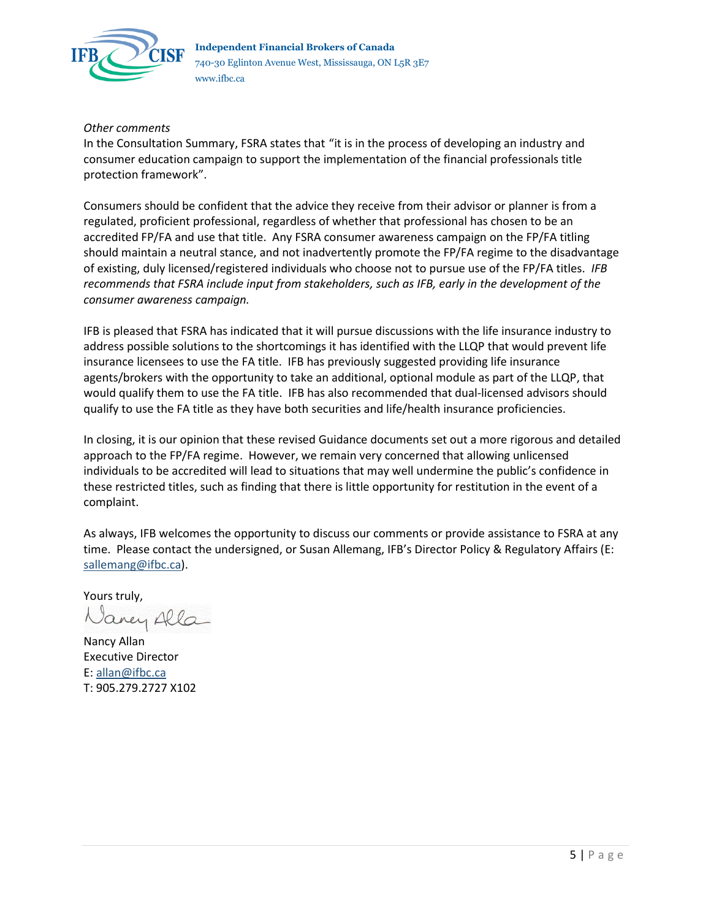*Other comments*

In the Consultation Summary, FSRA states that "it is in the process of developing an industry and consumer education campaign to support the implementation of the financial professionals title protection framework".

Consumers should be confident that the advice they receive from their advisor or planner is from a regulated, proficient professional, regardless of whether that professional has chosen to be an accredited FP/FA and use that title. Any FSRA consumer awareness campaign on the FP/FA titling should maintain a neutral stance, and not inadvertently promote the FP/FA regime to the disadvantage of existing, duly licensed/registered individuals who choose not to pursue use of the FP/FA titles. *IFB recommends that FSRA include input from stakeholders, such as IFB, early in the development of the consumer awareness campaign.*

IFB is pleased that FSRA has indicated that it will pursue discussions with the life insurance industry to address possible solutions to the shortcomings it has identified with the LLQP that would prevent life insurance licensees to use the FA title. IFB has previously suggested providing life insurance agents/brokers with the opportunity to take an additional, optional module as part of the LLQP, that would qualify them to use the FA title. IFB has also recommended that dual-licensed advisors should qualify to use the FA title as they have both securities and life/health insurance proficiencies.

In closing, it is our opinion that these revised Guidance documents set out a more rigorous and detailed approach to the FP/FA regime. However, we remain very concerned that allowing unlicensed individuals to be accredited will lead to situations that may well undermine the public's confidence in these restricted titles, such as finding that there is little opportunity for restitution in the event of a complaint.

As always, IFB welcomes the opportunity to discuss our comments or provide assistance to FSRA at any time. Please contact the undersigned, or Susan Allemang, IFB's Director Policy & Regulatory Affairs (E: sallemang@ifbc.ca).

Yours truly,

Nancy Allan
Executive Director
E: allan@ifbc.ca
T: 905.279.2727 X102